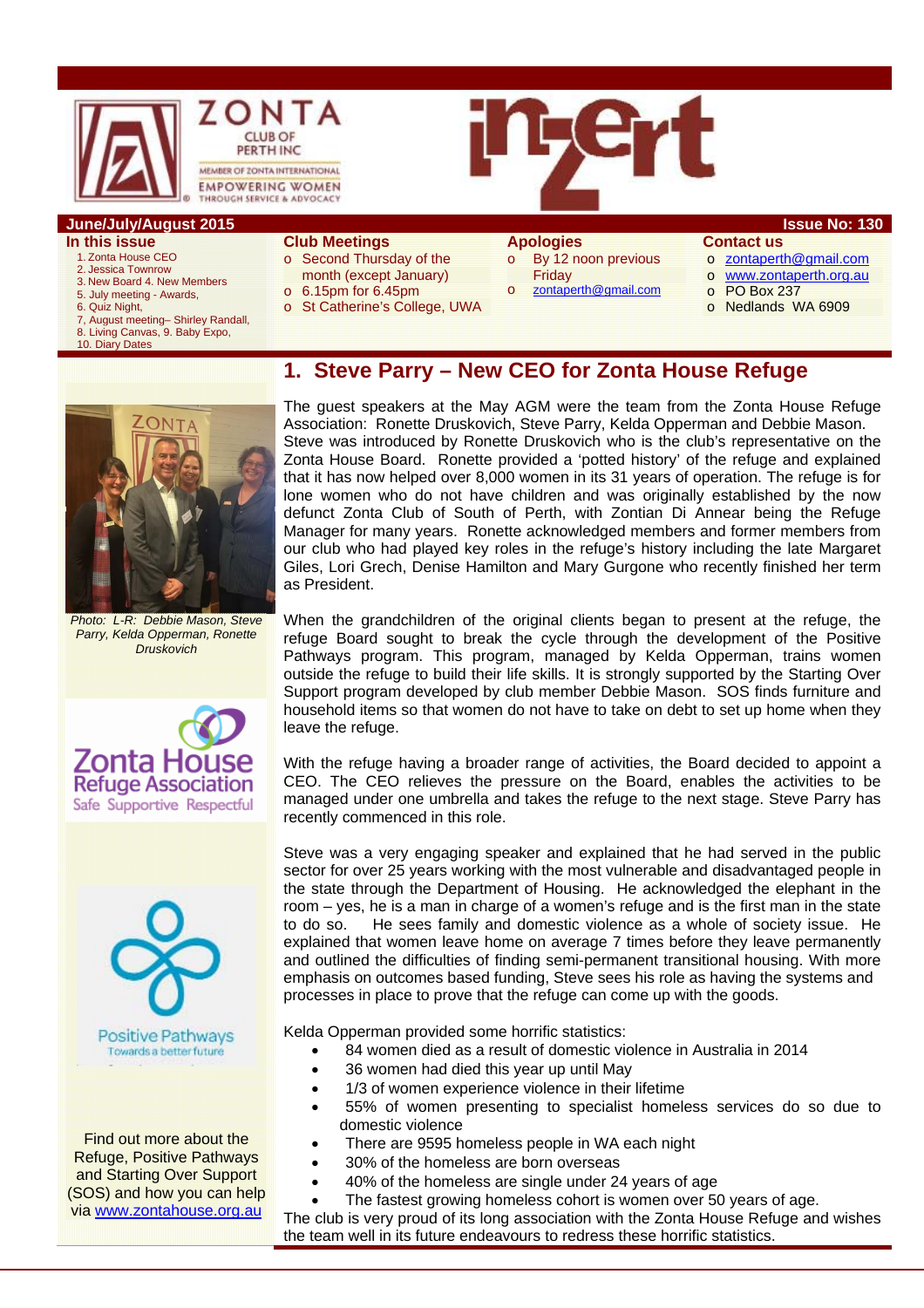ZONTA CLUB OF PERTH INC

MEMBER OF ZONTA INTERNATIONAL

EMPOWERING WOMEN THROUGH SERVICE & ADVOCACY

inZert

**June/July/August 2015** **Issue No: 130**

**In this issue**

1. Zonta House CEO
2. Jessica Townrow
3. New Board 4. New Members
5. July meeting - Awards,
6. Quiz Night,
7, August meeting– Shirley Randall,
8. Living Canvas, 9. Baby Expo,
10. Diary Dates

**Club Meetings**

- Second Thursday of the month (except January)
- 6.15pm for 6.45pm
- St Catherine's College, UWA

**Apologies**

- By 12 noon previous Friday
- zontaperth@gmail.com

**Contact us**

- zontaperth@gmail.com
- www.zontaperth.org.au
- PO Box 237
- Nedlands WA 6909

## 1. Steve Parry – New CEO for Zonta House Refuge

*Photo: L-R: Debbie Mason, Steve Parry, Kelda Opperman, Ronette Druskovich*

The guest speakers at the May AGM were the team from the Zonta House Refuge Association: Ronette Druskovich, Steve Parry, Kelda Opperman and Debbie Mason. Steve was introduced by Ronette Druskovich who is the club's representative on the Zonta House Board. Ronette provided a 'potted history' of the refuge and explained that it has now helped over 8,000 women in its 31 years of operation. The refuge is for lone women who do not have children and was originally established by the now defunct Zonta Club of South of Perth, with Zontian Di Annear being the Refuge Manager for many years. Ronette acknowledged members and former members from our club who had played key roles in the refuge's history including the late Margaret Giles, Lori Grech, Denise Hamilton and Mary Gurgone who recently finished her term as President.

When the grandchildren of the original clients began to present at the refuge, the refuge Board sought to break the cycle through the development of the Positive Pathways program. This program, managed by Kelda Opperman, trains women outside the refuge to build their life skills. It is strongly supported by the Starting Over Support program developed by club member Debbie Mason. SOS finds furniture and household items so that women do not have to take on debt to set up home when they leave the refuge.

With the refuge having a broader range of activities, the Board decided to appoint a CEO. The CEO relieves the pressure on the Board, enables the activities to be managed under one umbrella and takes the refuge to the next stage. Steve Parry has recently commenced in this role.

Steve was a very engaging speaker and explained that he had served in the public sector for over 25 years working with the most vulnerable and disadvantaged people in the state through the Department of Housing. He acknowledged the elephant in the room – yes, he is a man in charge of a women's refuge and is the first man in the state to do so. He sees family and domestic violence as a whole of society issue. He explained that women leave home on average 7 times before they leave permanently and outlined the difficulties of finding semi-permanent transitional housing. With more emphasis on outcomes based funding, Steve sees his role as having the systems and processes in place to prove that the refuge can come up with the goods.

Kelda Opperman provided some horrific statistics:

- 84 women died as a result of domestic violence in Australia in 2014
- 36 women had died this year up until May
- 1/3 of women experience violence in their lifetime
- 55% of women presenting to specialist homeless services do so due to domestic violence
- There are 9595 homeless people in WA each night
- 30% of the homeless are born overseas
- 40% of the homeless are single under 24 years of age
- The fastest growing homeless cohort is women over 50 years of age.

The club is very proud of its long association with the Zonta House Refuge and wishes the team well in its future endeavours to redress these horrific statistics.

Zonta House Refuge Association
Safe Supportive Respectful

Positive Pathways
Towards a better future

Find out more about the Refuge, Positive Pathways and Starting Over Support (SOS) and how you can help via www.zontahouse.org.au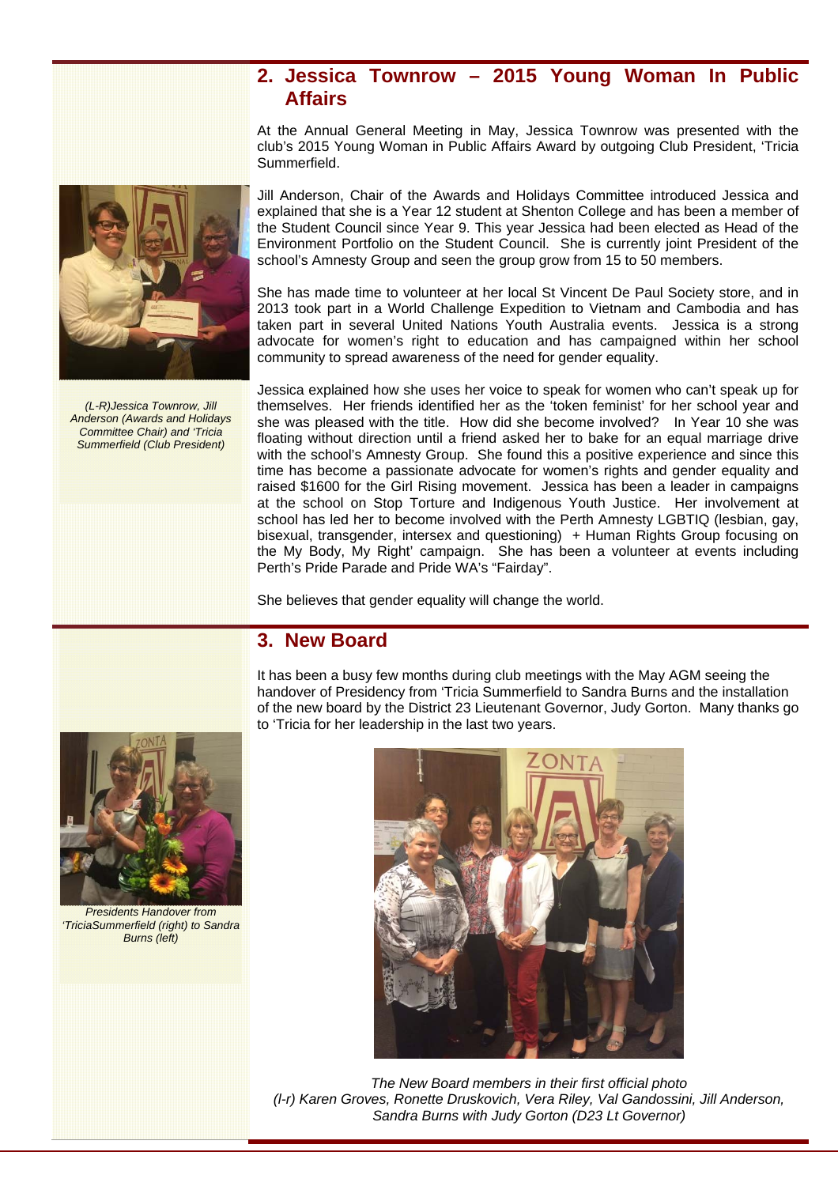## 2. Jessica Townrow – 2015 Young Woman In Public Affairs

At the Annual General Meeting in May, Jessica Townrow was presented with the club's 2015 Young Woman in Public Affairs Award by outgoing Club President, 'Tricia Summerfield.

*(L-R)Jessica Townrow, Jill Anderson (Awards and Holidays Committee Chair) and 'Tricia Summerfield (Club President)*

Jill Anderson, Chair of the Awards and Holidays Committee introduced Jessica and explained that she is a Year 12 student at Shenton College and has been a member of the Student Council since Year 9. This year Jessica had been elected as Head of the Environment Portfolio on the Student Council. She is currently joint President of the school's Amnesty Group and seen the group grow from 15 to 50 members.

She has made time to volunteer at her local St Vincent De Paul Society store, and in 2013 took part in a World Challenge Expedition to Vietnam and Cambodia and has taken part in several United Nations Youth Australia events. Jessica is a strong advocate for women's right to education and has campaigned within her school community to spread awareness of the need for gender equality.

Jessica explained how she uses her voice to speak for women who can't speak up for themselves. Her friends identified her as the 'token feminist' for her school year and she was pleased with the title. How did she become involved? In Year 10 she was floating without direction until a friend asked her to bake for an equal marriage drive with the school's Amnesty Group. She found this a positive experience and since this time has become a passionate advocate for women's rights and gender equality and raised $1600 for the Girl Rising movement. Jessica has been a leader in campaigns at the school on Stop Torture and Indigenous Youth Justice. Her involvement at school has led her to become involved with the Perth Amnesty LGBTIQ (lesbian, gay, bisexual, transgender, intersex and questioning) + Human Rights Group focusing on the My Body, My Right' campaign. She has been a volunteer at events including Perth's Pride Parade and Pride WA's "Fairday".

She believes that gender equality will change the world.

## 3. New Board

It has been a busy few months during club meetings with the May AGM seeing the handover of Presidency from 'Tricia Summerfield to Sandra Burns and the installation of the new board by the District 23 Lieutenant Governor, Judy Gorton. Many thanks go to 'Tricia for her leadership in the last two years.

*Presidents Handover from 'TriciaSummerfield (right) to Sandra Burns (left)*

*The New Board members in their first official photo*
*(l-r) Karen Groves, Ronette Druskovich, Vera Riley, Val Gandossini, Jill Anderson, Sandra Burns with Judy Gorton (D23 Lt Governor)*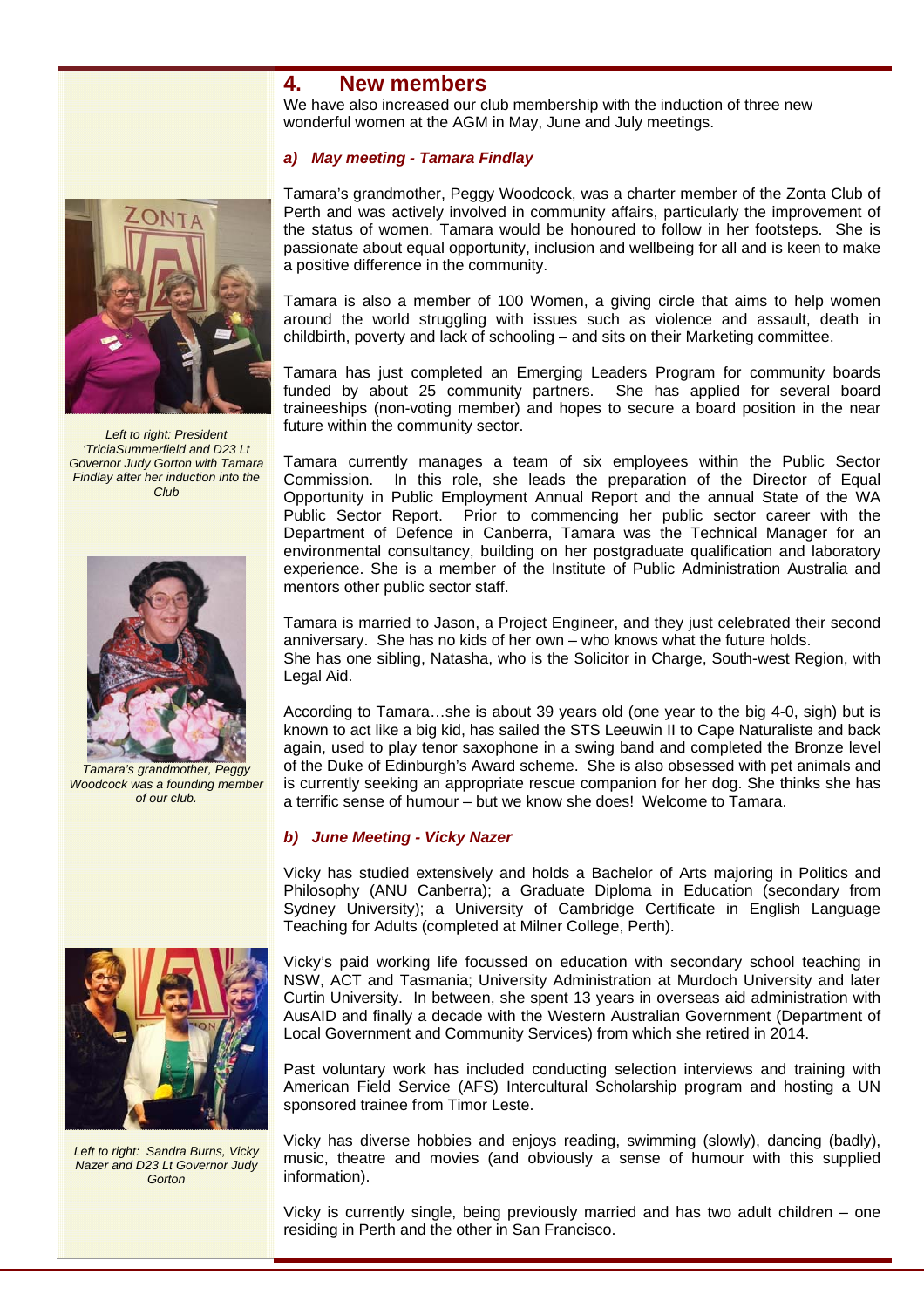## 4. New members

We have also increased our club membership with the induction of three new wonderful women at the AGM in May, June and July meetings.

### *a) May meeting - Tamara Findlay*

Tamara's grandmother, Peggy Woodcock, was a charter member of the Zonta Club of Perth and was actively involved in community affairs, particularly the improvement of the status of women. Tamara would be honoured to follow in her footsteps. She is passionate about equal opportunity, inclusion and wellbeing for all and is keen to make a positive difference in the community.

Tamara is also a member of 100 Women, a giving circle that aims to help women around the world struggling with issues such as violence and assault, death in childbirth, poverty and lack of schooling – and sits on their Marketing committee.

Tamara has just completed an Emerging Leaders Program for community boards funded by about 25 community partners. She has applied for several board traineeships (non-voting member) and hopes to secure a board position in the near future within the community sector.

Tamara currently manages a team of six employees within the Public Sector Commission. In this role, she leads the preparation of the Director of Equal Opportunity in Public Employment Annual Report and the annual State of the WA Public Sector Report. Prior to commencing her public sector career with the Department of Defence in Canberra, Tamara was the Technical Manager for an environmental consultancy, building on her postgraduate qualification and laboratory experience. She is a member of the Institute of Public Administration Australia and mentors other public sector staff.

Tamara is married to Jason, a Project Engineer, and they just celebrated their second anniversary. She has no kids of her own – who knows what the future holds.
She has one sibling, Natasha, who is the Solicitor in Charge, South-west Region, with Legal Aid.

According to Tamara…she is about 39 years old (one year to the big 4-0, sigh) but is known to act like a big kid, has sailed the STS Leeuwin II to Cape Naturaliste and back again, used to play tenor saxophone in a swing band and completed the Bronze level of the Duke of Edinburgh's Award scheme. She is also obsessed with pet animals and is currently seeking an appropriate rescue companion for her dog. She thinks she has a terrific sense of humour – but we know she does! Welcome to Tamara.

*Left to right: President 'TriciaSummerfield and D23 Lt Governor Judy Gorton with Tamara Findlay after her induction into the Club*

*Tamara's grandmother, Peggy Woodcock was a founding member of our club.*

### *b) June Meeting - Vicky Nazer*

Vicky has studied extensively and holds a Bachelor of Arts majoring in Politics and Philosophy (ANU Canberra); a Graduate Diploma in Education (secondary from Sydney University); a University of Cambridge Certificate in English Language Teaching for Adults (completed at Milner College, Perth).

Vicky's paid working life focussed on education with secondary school teaching in NSW, ACT and Tasmania; University Administration at Murdoch University and later Curtin University. In between, she spent 13 years in overseas aid administration with AusAID and finally a decade with the Western Australian Government (Department of Local Government and Community Services) from which she retired in 2014.

Past voluntary work has included conducting selection interviews and training with American Field Service (AFS) Intercultural Scholarship program and hosting a UN sponsored trainee from Timor Leste.

Vicky has diverse hobbies and enjoys reading, swimming (slowly), dancing (badly), music, theatre and movies (and obviously a sense of humour with this supplied information).

Vicky is currently single, being previously married and has two adult children – one residing in Perth and the other in San Francisco.

*Left to right: Sandra Burns, Vicky Nazer and D23 Lt Governor Judy Gorton*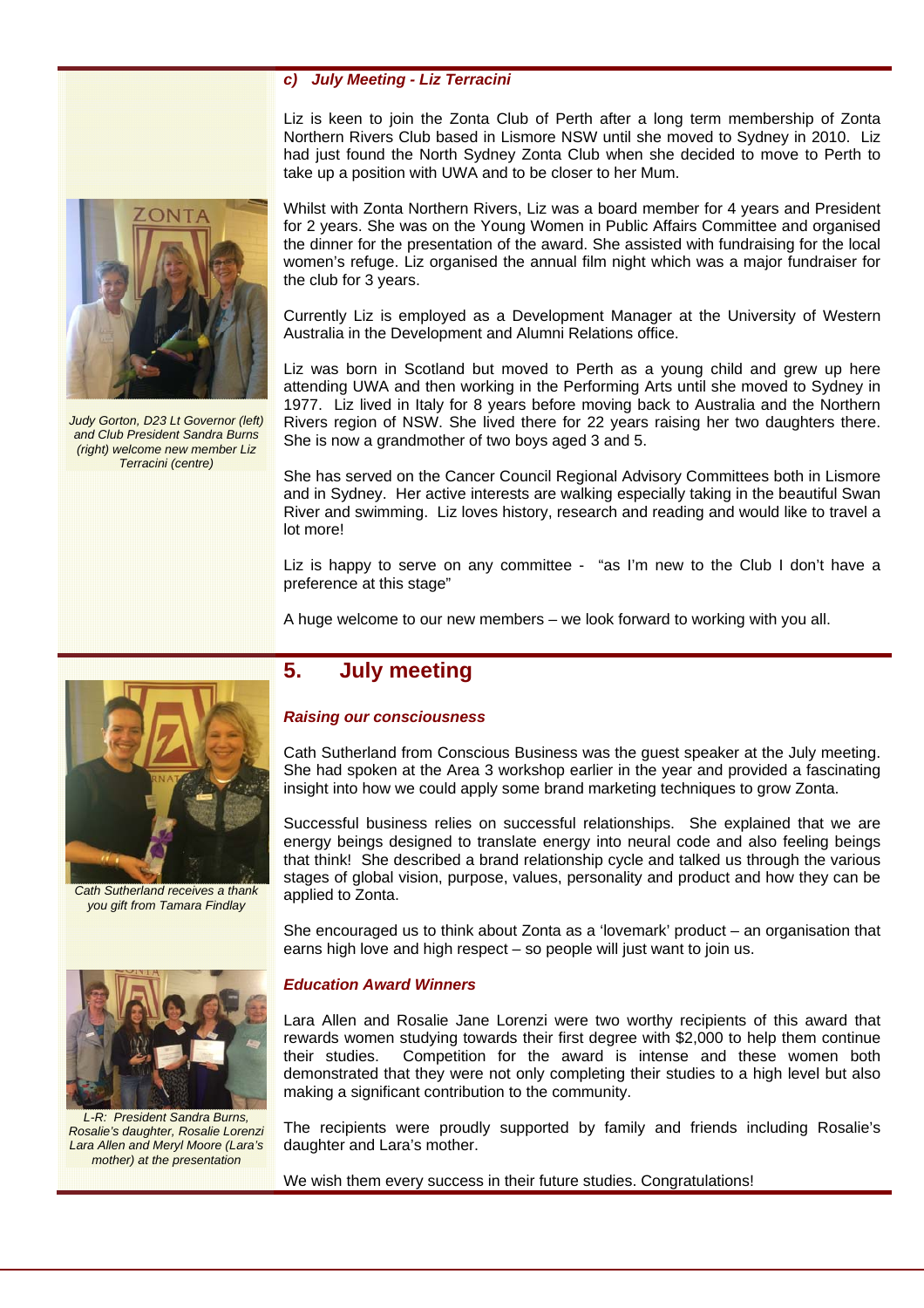### c) July Meeting - Liz Terracini

Liz is keen to join the Zonta Club of Perth after a long term membership of Zonta Northern Rivers Club based in Lismore NSW until she moved to Sydney in 2010. Liz had just found the North Sydney Zonta Club when she decided to move to Perth to take up a position with UWA and to be closer to her Mum.

Whilst with Zonta Northern Rivers, Liz was a board member for 4 years and President for 2 years. She was on the Young Women in Public Affairs Committee and organised the dinner for the presentation of the award. She assisted with fundraising for the local women's refuge. Liz organised the annual film night which was a major fundraiser for the club for 3 years.

Currently Liz is employed as a Development Manager at the University of Western Australia in the Development and Alumni Relations office.

Liz was born in Scotland but moved to Perth as a young child and grew up here attending UWA and then working in the Performing Arts until she moved to Sydney in 1977. Liz lived in Italy for 8 years before moving back to Australia and the Northern Rivers region of NSW. She lived there for 22 years raising her two daughters there. She is now a grandmother of two boys aged 3 and 5.

She has served on the Cancer Council Regional Advisory Committees both in Lismore and in Sydney. Her active interests are walking especially taking in the beautiful Swan River and swimming. Liz loves history, research and reading and would like to travel a lot more!

Liz is happy to serve on any committee - "as I'm new to the Club I don't have a preference at this stage"

A huge welcome to our new members – we look forward to working with you all.

*Judy Gorton, D23 Lt Governor (left) and Club President Sandra Burns (right) welcome new member Liz Terracini (centre)*

## 5. July meeting

### Raising our consciousness

Cath Sutherland from Conscious Business was the guest speaker at the July meeting. She had spoken at the Area 3 workshop earlier in the year and provided a fascinating insight into how we could apply some brand marketing techniques to grow Zonta.

Successful business relies on successful relationships. She explained that we are energy beings designed to translate energy into neural code and also feeling beings that think! She described a brand relationship cycle and talked us through the various stages of global vision, purpose, values, personality and product and how they can be applied to Zonta.

She encouraged us to think about Zonta as a 'lovemark' product – an organisation that earns high love and high respect – so people will just want to join us.

*Cath Sutherland receives a thank you gift from Tamara Findlay*

### Education Award Winners

Lara Allen and Rosalie Jane Lorenzi were two worthy recipients of this award that rewards women studying towards their first degree with $2,000 to help them continue their studies. Competition for the award is intense and these women both demonstrated that they were not only completing their studies to a high level but also making a significant contribution to the community.

The recipients were proudly supported by family and friends including Rosalie's daughter and Lara's mother.

We wish them every success in their future studies. Congratulations!

*L-R: President Sandra Burns, Rosalie's daughter, Rosalie Lorenzi Lara Allen and Meryl Moore (Lara's mother) at the presentation*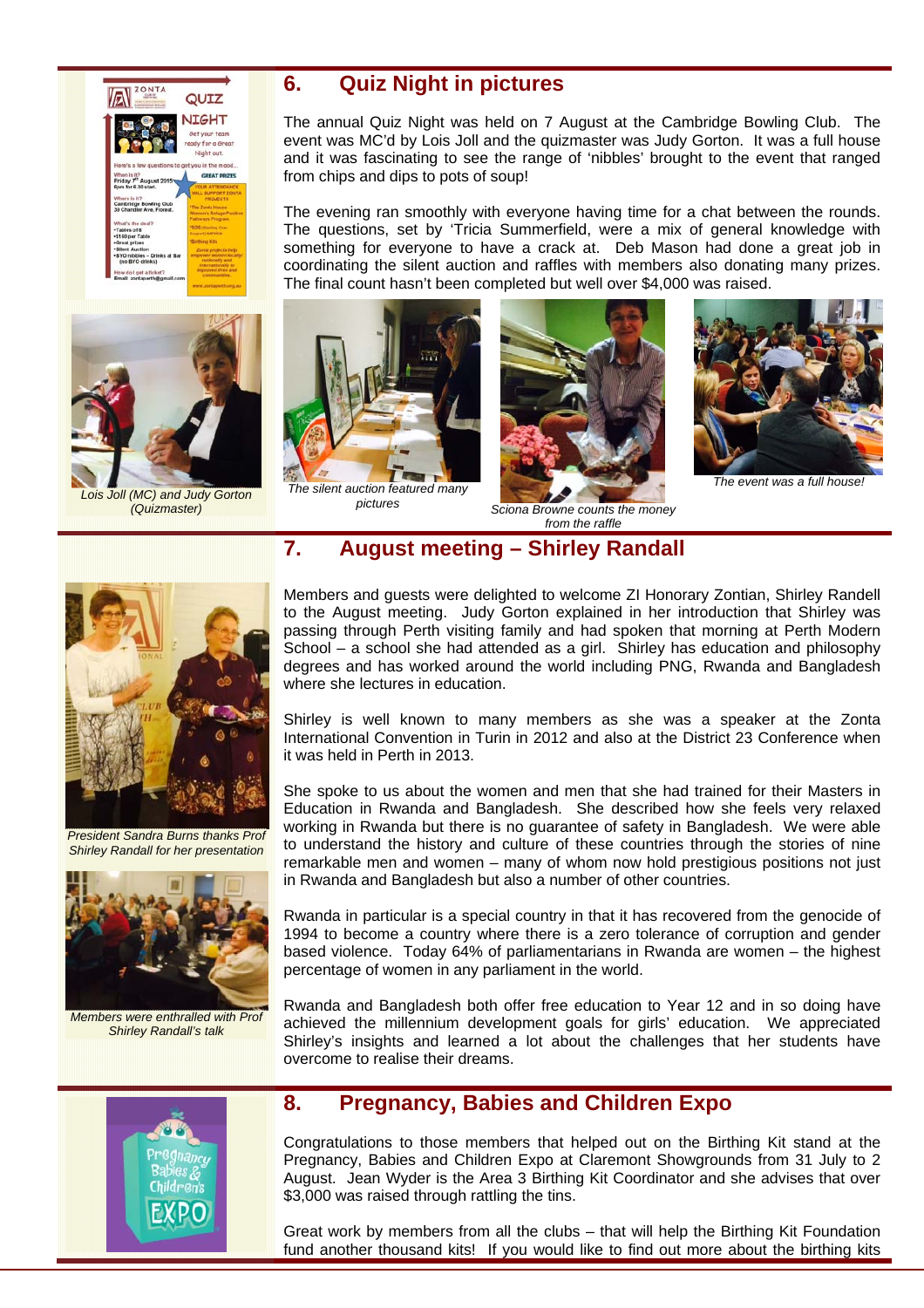## 6. Quiz Night in pictures

The annual Quiz Night was held on 7 August at the Cambridge Bowling Club. The event was MC'd by Lois Joll and the quizmaster was Judy Gorton. It was a full house and it was fascinating to see the range of 'nibbles' brought to the event that ranged from chips and dips to pots of soup!

The evening ran smoothly with everyone having time for a chat between the rounds. The questions, set by 'Tricia Summerfield, were a mix of general knowledge with something for everyone to have a crack at. Deb Mason had done a great job in coordinating the silent auction and raffles with members also donating many prizes. The final count hasn't been completed but well over $4,000 was raised.

*Lois Joll (MC) and Judy Gorton (Quizmaster)*

*The silent auction featured many pictures*

*Sciona Browne counts the money from the raffle*

*The event was a full house!*

## 7. August meeting – Shirley Randall

Members and guests were delighted to welcome ZI Honorary Zontian, Shirley Randell to the August meeting. Judy Gorton explained in her introduction that Shirley was passing through Perth visiting family and had spoken that morning at Perth Modern School – a school she had attended as a girl. Shirley has education and philosophy degrees and has worked around the world including PNG, Rwanda and Bangladesh where she lectures in education.

Shirley is well known to many members as she was a speaker at the Zonta International Convention in Turin in 2012 and also at the District 23 Conference when it was held in Perth in 2013.

She spoke to us about the women and men that she had trained for their Masters in Education in Rwanda and Bangladesh. She described how she feels very relaxed working in Rwanda but there is no guarantee of safety in Bangladesh. We were able to understand the history and culture of these countries through the stories of nine remarkable men and women – many of whom now hold prestigious positions not just in Rwanda and Bangladesh but also a number of other countries.

Rwanda in particular is a special country in that it has recovered from the genocide of 1994 to become a country where there is a zero tolerance of corruption and gender based violence. Today 64% of parliamentarians in Rwanda are women – the highest percentage of women in any parliament in the world.

Rwanda and Bangladesh both offer free education to Year 12 and in so doing have achieved the millennium development goals for girls' education. We appreciated Shirley's insights and learned a lot about the challenges that her students have overcome to realise their dreams.

*President Sandra Burns thanks Prof Shirley Randall for her presentation*

*Members were enthralled with Prof Shirley Randall's talk*

## 8. Pregnancy, Babies and Children Expo

Congratulations to those members that helped out on the Birthing Kit stand at the Pregnancy, Babies and Children Expo at Claremont Showgrounds from 31 July to 2 August. Jean Wyder is the Area 3 Birthing Kit Coordinator and she advises that over $3,000 was raised through rattling the tins.

Great work by members from all the clubs – that will help the Birthing Kit Foundation fund another thousand kits! If you would like to find out more about the birthing kits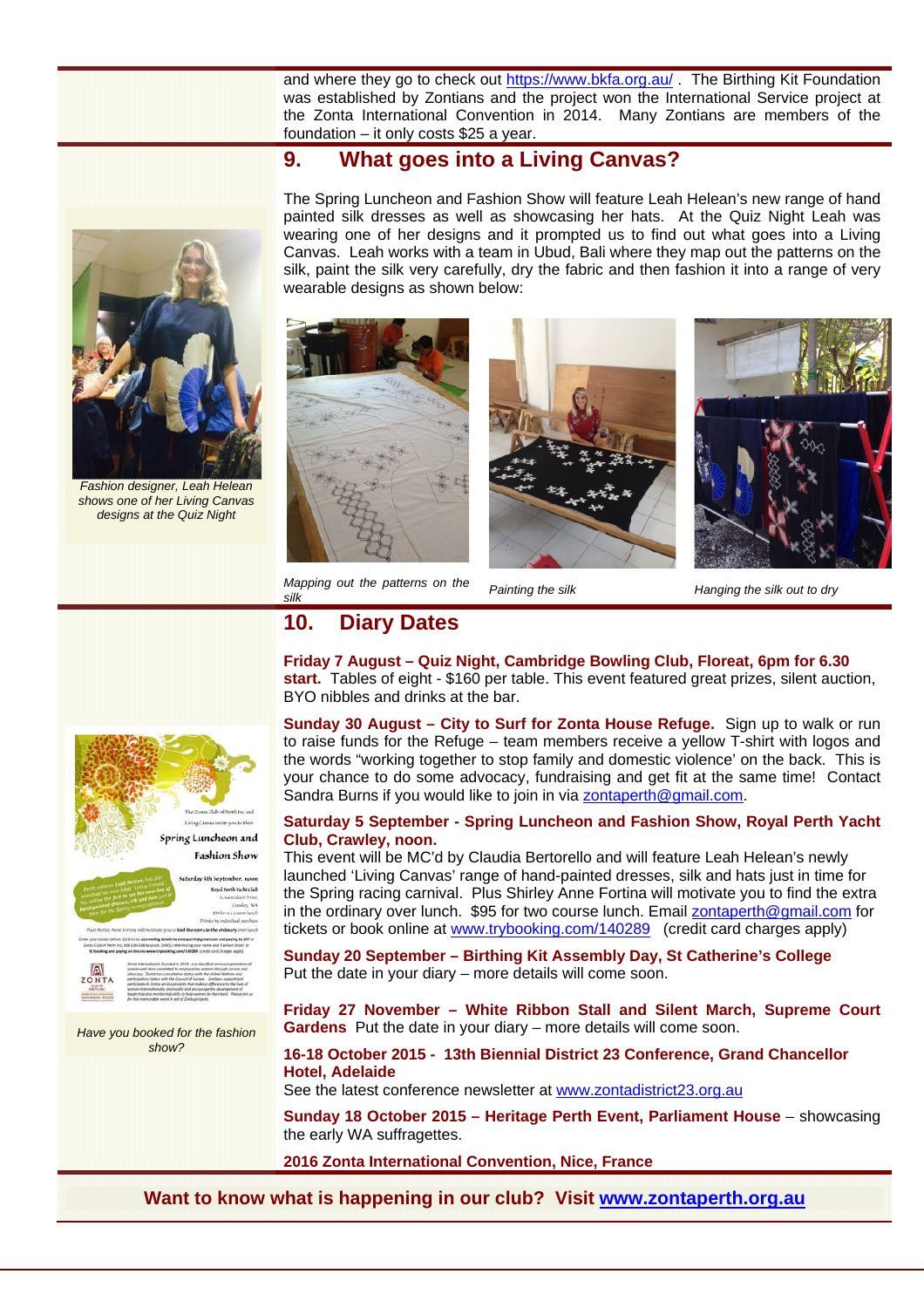and where they go to check out https://www.bkfa.org.au/ . The Birthing Kit Foundation was established by Zontians and the project won the International Service project at the Zonta International Convention in 2014. Many Zontians are members of the foundation – it only costs $25 a year.

## 9. What goes into a Living Canvas?

*Fashion designer, Leah Helean shows one of her Living Canvas designs at the Quiz Night*

The Spring Luncheon and Fashion Show will feature Leah Helean's new range of hand painted silk dresses as well as showcasing her hats. At the Quiz Night Leah was wearing one of her designs and it prompted us to find out what goes into a Living Canvas. Leah works with a team in Ubud, Bali where they map out the patterns on the silk, paint the silk very carefully, dry the fabric and then fashion it into a range of very wearable designs as shown below:

*Mapping out the patterns on the silk*

*Painting the silk*

*Hanging the silk out to dry*

## 10. Diary Dates

*Have you booked for the fashion show?*

**Friday 7 August – Quiz Night, Cambridge Bowling Club, Floreat, 6pm for 6.30 start.** Tables of eight - $160 per table. This event featured great prizes, silent auction, BYO nibbles and drinks at the bar.

**Sunday 30 August – City to Surf for Zonta House Refuge.** Sign up to walk or run to raise funds for the Refuge – team members receive a yellow T-shirt with logos and the words "working together to stop family and domestic violence" on the back. This is your chance to do some advocacy, fundraising and get fit at the same time! Contact Sandra Burns if you would like to join in via zontaperth@gmail.com.

**Saturday 5 September - Spring Luncheon and Fashion Show, Royal Perth Yacht Club, Crawley, noon.**
This event will be MC'd by Claudia Bertorello and will feature Leah Helean's newly launched 'Living Canvas' range of hand-painted dresses, silk and hats just in time for the Spring racing carnival. Plus Shirley Anne Fortina will motivate you to find the extra in the ordinary over lunch. $95 for two course lunch. Email zontaperth@gmail.com for tickets or book online at www.trybooking.com/140289 (credit card charges apply)

**Sunday 20 September – Birthing Kit Assembly Day, St Catherine's College**
Put the date in your diary – more details will come soon.

**Friday 27 November – White Ribbon Stall and Silent March, Supreme Court Gardens** Put the date in your diary – more details will come soon.

**16-18 October 2015 - 13th Biennial District 23 Conference, Grand Chancellor Hotel, Adelaide**
See the latest conference newsletter at www.zontadistrict23.org.au

**Sunday 18 October 2015 – Heritage Perth Event, Parliament House** – showcasing the early WA suffragettes.

**2016 Zonta International Convention, Nice, France**

**Want to know what is happening in our club? Visit www.zontaperth.org.au**